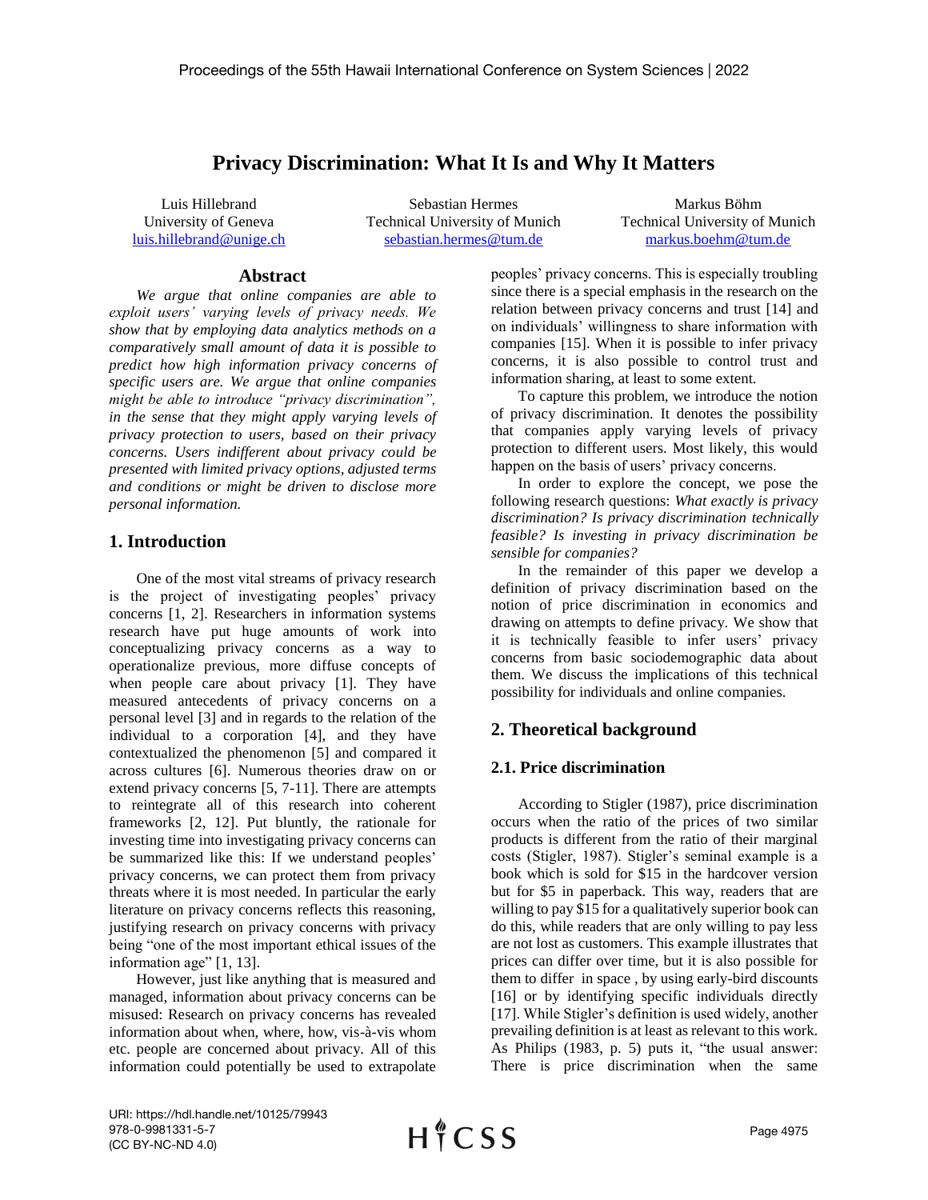# Privacy Discrimination: What It Is and Why It Matters

Luis Hillebrand
University of Geneva
luis.hillebrand@unige.ch

Sebastian Hermes
Technical University of Munich
sebastian.hermes@tum.de

Markus Böhm
Technical University of Munich
markus.boehm@tum.de

## Abstract

*We argue that online companies are able to exploit users' varying levels of privacy needs. We show that by employing data analytics methods on a comparatively small amount of data it is possible to predict how high information privacy concerns of specific users are. We argue that online companies might be able to introduce "privacy discrimination", in the sense that they might apply varying levels of privacy protection to users, based on their privacy concerns. Users indifferent about privacy could be presented with limited privacy options, adjusted terms and conditions or might be driven to disclose more personal information.*

## 1. Introduction

One of the most vital streams of privacy research is the project of investigating peoples' privacy concerns [1, 2]. Researchers in information systems research have put huge amounts of work into conceptualizing privacy concerns as a way to operationalize previous, more diffuse concepts of when people care about privacy [1]. They have measured antecedents of privacy concerns on a personal level [3] and in regards to the relation of the individual to a corporation [4], and they have contextualized the phenomenon [5] and compared it across cultures [6]. Numerous theories draw on or extend privacy concerns [5, 7-11]. There are attempts to reintegrate all of this research into coherent frameworks [2, 12]. Put bluntly, the rationale for investing time into investigating privacy concerns can be summarized like this: If we understand peoples' privacy concerns, we can protect them from privacy threats where it is most needed. In particular the early literature on privacy concerns reflects this reasoning, justifying research on privacy concerns with privacy being "one of the most important ethical issues of the information age" [1, 13].

However, just like anything that is measured and managed, information about privacy concerns can be misused: Research on privacy concerns has revealed information about when, where, how, vis-à-vis whom etc. people are concerned about privacy. All of this information could potentially be used to extrapolate peoples' privacy concerns. This is especially troubling since there is a special emphasis in the research on the relation between privacy concerns and trust [14] and on individuals' willingness to share information with companies [15]. When it is possible to infer privacy concerns, it is also possible to control trust and information sharing, at least to some extent.

To capture this problem, we introduce the notion of privacy discrimination. It denotes the possibility that companies apply varying levels of privacy protection to different users. Most likely, this would happen on the basis of users' privacy concerns.

In order to explore the concept, we pose the following research questions: *What exactly is privacy discrimination? Is privacy discrimination technically feasible? Is investing in privacy discrimination be sensible for companies?*

In the remainder of this paper we develop a definition of privacy discrimination based on the notion of price discrimination in economics and drawing on attempts to define privacy. We show that it is technically feasible to infer users' privacy concerns from basic sociodemographic data about them. We discuss the implications of this technical possibility for individuals and online companies.

## 2. Theoretical background

### 2.1. Price discrimination

According to Stigler (1987), price discrimination occurs when the ratio of the prices of two similar products is different from the ratio of their marginal costs (Stigler, 1987). Stigler's seminal example is a book which is sold for $15 in the hardcover version but for $5 in paperback. This way, readers that are willing to pay $15 for a qualitatively superior book can do this, while readers that are only willing to pay less are not lost as customers. This example illustrates that prices can differ over time, but it is also possible for them to differ in space , by using early-bird discounts [16] or by identifying specific individuals directly [17]. While Stigler's definition is used widely, another prevailing definition is at least as relevant to this work. As Philips (1983, p. 5) puts it, "the usual answer: There is price discrimination when the same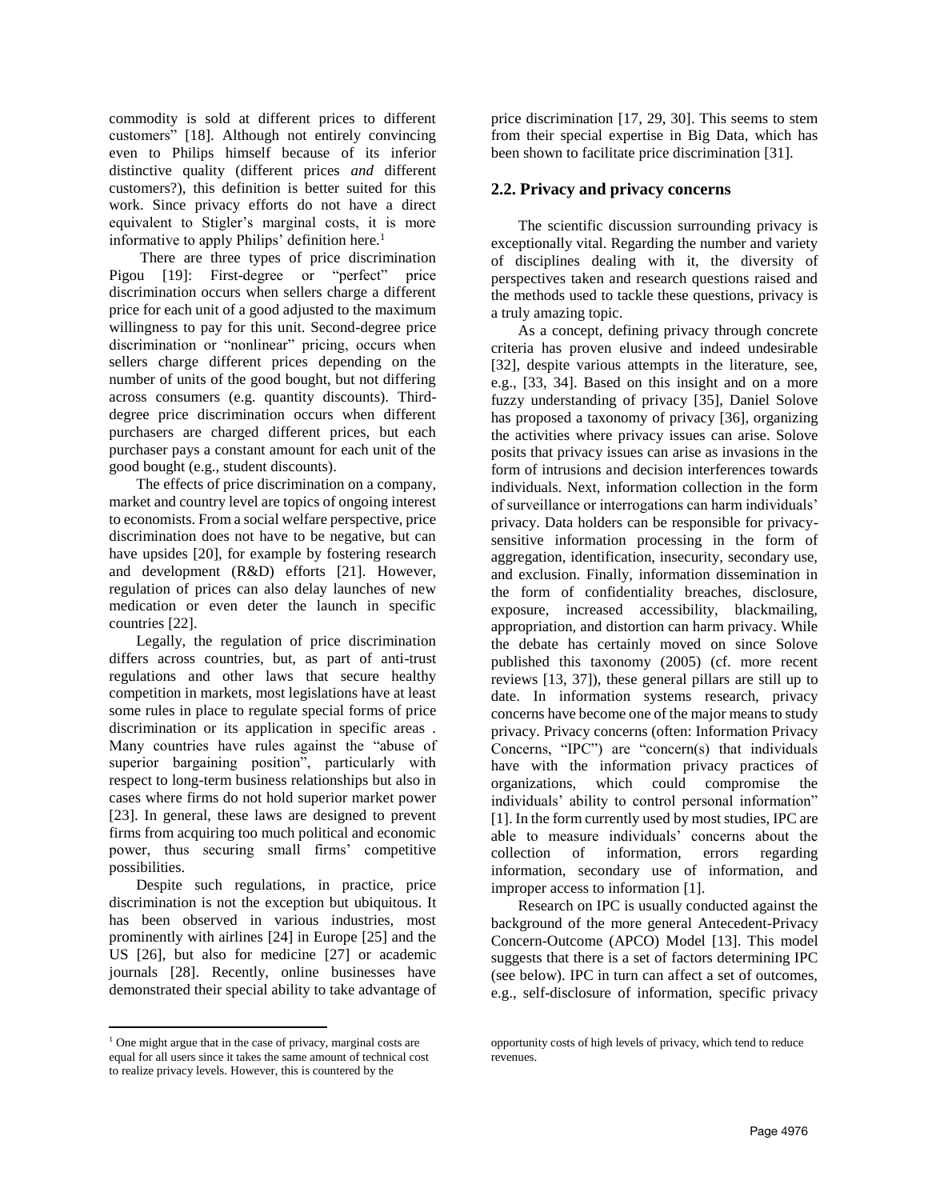commodity is sold at different prices to different customers" [18]. Although not entirely convincing even to Philips himself because of its inferior distinctive quality (different prices *and* different customers?), this definition is better suited for this work. Since privacy efforts do not have a direct equivalent to Stigler's marginal costs, it is more informative to apply Philips' definition here.[1]

There are three types of price discrimination Pigou [19]: First-degree or "perfect" price discrimination occurs when sellers charge a different price for each unit of a good adjusted to the maximum willingness to pay for this unit. Second-degree price discrimination or "nonlinear" pricing, occurs when sellers charge different prices depending on the number of units of the good bought, but not differing across consumers (e.g. quantity discounts). Third-degree price discrimination occurs when different purchasers are charged different prices, but each purchaser pays a constant amount for each unit of the good bought (e.g., student discounts).

The effects of price discrimination on a company, market and country level are topics of ongoing interest to economists. From a social welfare perspective, price discrimination does not have to be negative, but can have upsides [20], for example by fostering research and development (R&D) efforts [21]. However, regulation of prices can also delay launches of new medication or even deter the launch in specific countries [22].

Legally, the regulation of price discrimination differs across countries, but, as part of anti-trust regulations and other laws that secure healthy competition in markets, most legislations have at least some rules in place to regulate special forms of price discrimination or its application in specific areas . Many countries have rules against the "abuse of superior bargaining position", particularly with respect to long-term business relationships but also in cases where firms do not hold superior market power [23]. In general, these laws are designed to prevent firms from acquiring too much political and economic power, thus securing small firms' competitive possibilities.

Despite such regulations, in practice, price discrimination is not the exception but ubiquitous. It has been observed in various industries, most prominently with airlines [24] in Europe [25] and the US [26], but also for medicine [27] or academic journals [28]. Recently, online businesses have demonstrated their special ability to take advantage of price discrimination [17, 29, 30]. This seems to stem from their special expertise in Big Data, which has been shown to facilitate price discrimination [31].

## 2.2. Privacy and privacy concerns

The scientific discussion surrounding privacy is exceptionally vital. Regarding the number and variety of disciplines dealing with it, the diversity of perspectives taken and research questions raised and the methods used to tackle these questions, privacy is a truly amazing topic.

As a concept, defining privacy through concrete criteria has proven elusive and indeed undesirable [32], despite various attempts in the literature, see, e.g., [33, 34]. Based on this insight and on a more fuzzy understanding of privacy [35], Daniel Solove has proposed a taxonomy of privacy [36], organizing the activities where privacy issues can arise. Solove posits that privacy issues can arise as invasions in the form of intrusions and decision interferences towards individuals. Next, information collection in the form of surveillance or interrogations can harm individuals' privacy. Data holders can be responsible for privacy-sensitive information processing in the form of aggregation, identification, insecurity, secondary use, and exclusion. Finally, information dissemination in the form of confidentiality breaches, disclosure, exposure, increased accessibility, blackmailing, appropriation, and distortion can harm privacy. While the debate has certainly moved on since Solove published this taxonomy (2005) (cf. more recent reviews [13, 37]), these general pillars are still up to date. In information systems research, privacy concerns have become one of the major means to study privacy. Privacy concerns (often: Information Privacy Concerns, "IPC") are "concern(s) that individuals have with the information privacy practices of organizations, which could compromise the individuals' ability to control personal information" [1]. In the form currently used by most studies, IPC are able to measure individuals' concerns about the collection of information, errors regarding information, secondary use of information, and improper access to information [1].

Research on IPC is usually conducted against the background of the more general Antecedent-Privacy Concern-Outcome (APCO) Model [13]. This model suggests that there is a set of factors determining IPC (see below). IPC in turn can affect a set of outcomes, e.g., self-disclosure of information, specific privacy

---

[1] One might argue that in the case of privacy, marginal costs are equal for all users since it takes the same amount of technical cost to realize privacy levels. However, this is countered by the opportunity costs of high levels of privacy, which tend to reduce revenues.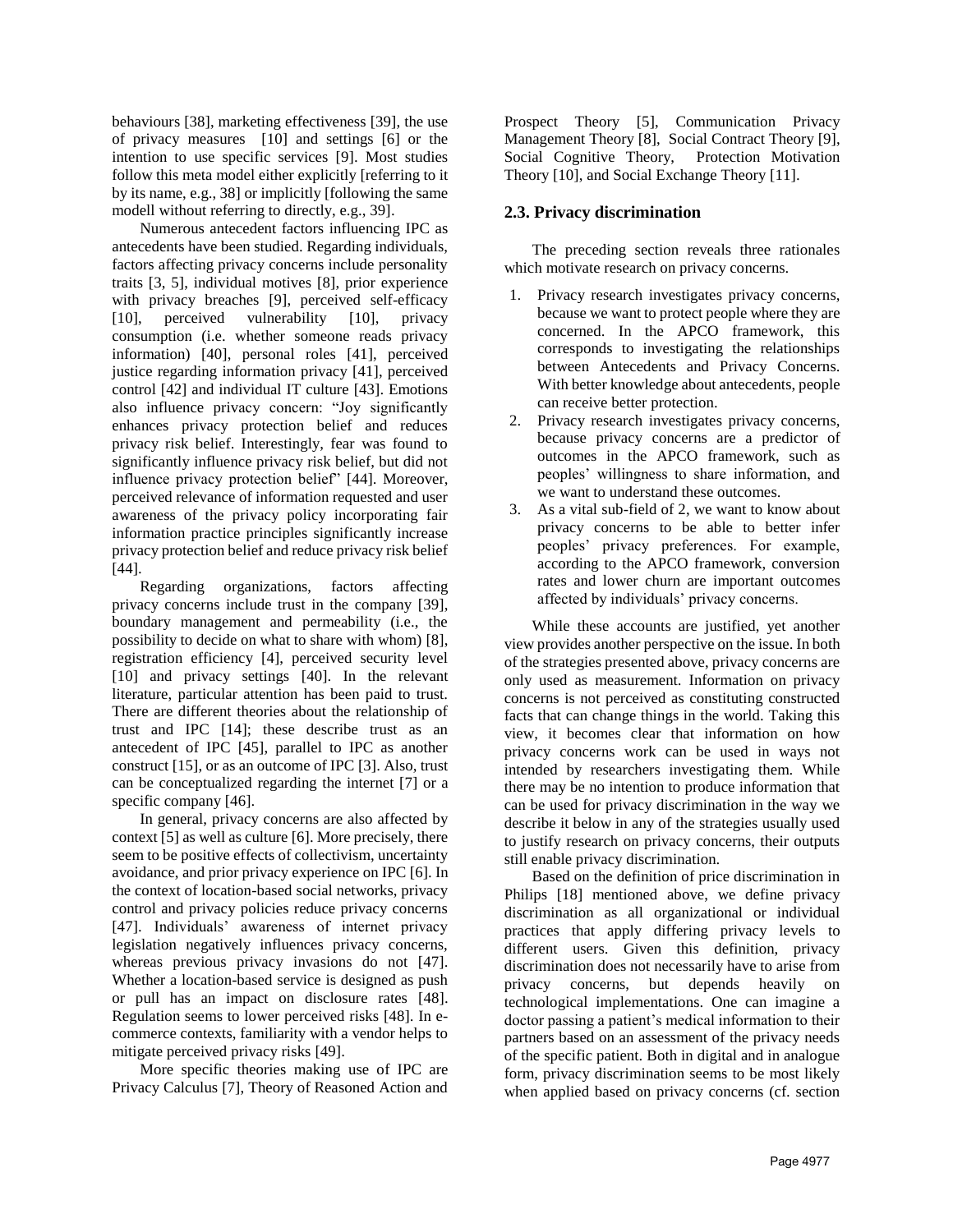behaviours [38], marketing effectiveness [39], the use of privacy measures [10] and settings [6] or the intention to use specific services [9]. Most studies follow this meta model either explicitly [referring to it by its name, e.g., 38] or implicitly [following the same modell without referring to directly, e.g., 39].

Numerous antecedent factors influencing IPC as antecedents have been studied. Regarding individuals, factors affecting privacy concerns include personality traits [3, 5], individual motives [8], prior experience with privacy breaches [9], perceived self-efficacy [10], perceived vulnerability [10], privacy consumption (i.e. whether someone reads privacy information) [40], personal roles [41], perceived justice regarding information privacy [41], perceived control [42] and individual IT culture [43]. Emotions also influence privacy concern: "Joy significantly enhances privacy protection belief and reduces privacy risk belief. Interestingly, fear was found to significantly influence privacy risk belief, but did not influence privacy protection belief" [44]. Moreover, perceived relevance of information requested and user awareness of the privacy policy incorporating fair information practice principles significantly increase privacy protection belief and reduce privacy risk belief [44].

Regarding organizations, factors affecting privacy concerns include trust in the company [39], boundary management and permeability (i.e., the possibility to decide on what to share with whom) [8], registration efficiency [4], perceived security level [10] and privacy settings [40]. In the relevant literature, particular attention has been paid to trust. There are different theories about the relationship of trust and IPC [14]; these describe trust as an antecedent of IPC [45], parallel to IPC as another construct [15], or as an outcome of IPC [3]. Also, trust can be conceptualized regarding the internet [7] or a specific company [46].

In general, privacy concerns are also affected by context [5] as well as culture [6]. More precisely, there seem to be positive effects of collectivism, uncertainty avoidance, and prior privacy experience on IPC [6]. In the context of location-based social networks, privacy control and privacy policies reduce privacy concerns [47]. Individuals' awareness of internet privacy legislation negatively influences privacy concerns, whereas previous privacy invasions do not [47]. Whether a location-based service is designed as push or pull has an impact on disclosure rates [48]. Regulation seems to lower perceived risks [48]. In e-commerce contexts, familiarity with a vendor helps to mitigate perceived privacy risks [49].

More specific theories making use of IPC are Privacy Calculus [7], Theory of Reasoned Action and Prospect Theory [5], Communication Privacy Management Theory [8], Social Contract Theory [9], Social Cognitive Theory, Protection Motivation Theory [10], and Social Exchange Theory [11].

## 2.3. Privacy discrimination

The preceding section reveals three rationales which motivate research on privacy concerns.

1. Privacy research investigates privacy concerns, because we want to protect people where they are concerned. In the APCO framework, this corresponds to investigating the relationships between Antecedents and Privacy Concerns. With better knowledge about antecedents, people can receive better protection.
2. Privacy research investigates privacy concerns, because privacy concerns are a predictor of outcomes in the APCO framework, such as peoples' willingness to share information, and we want to understand these outcomes.
3. As a vital sub-field of 2, we want to know about privacy concerns to be able to better infer peoples' privacy preferences. For example, according to the APCO framework, conversion rates and lower churn are important outcomes affected by individuals' privacy concerns.

While these accounts are justified, yet another view provides another perspective on the issue. In both of the strategies presented above, privacy concerns are only used as measurement. Information on privacy concerns is not perceived as constituting constructed facts that can change things in the world. Taking this view, it becomes clear that information on how privacy concerns work can be used in ways not intended by researchers investigating them. While there may be no intention to produce information that can be used for privacy discrimination in the way we describe it below in any of the strategies usually used to justify research on privacy concerns, their outputs still enable privacy discrimination.

Based on the definition of price discrimination in Philips [18] mentioned above, we define privacy discrimination as all organizational or individual practices that apply differing privacy levels to different users. Given this definition, privacy discrimination does not necessarily have to arise from privacy concerns, but depends heavily on technological implementations. One can imagine a doctor passing a patient's medical information to their partners based on an assessment of the privacy needs of the specific patient. Both in digital and in analogue form, privacy discrimination seems to be most likely when applied based on privacy concerns (cf. section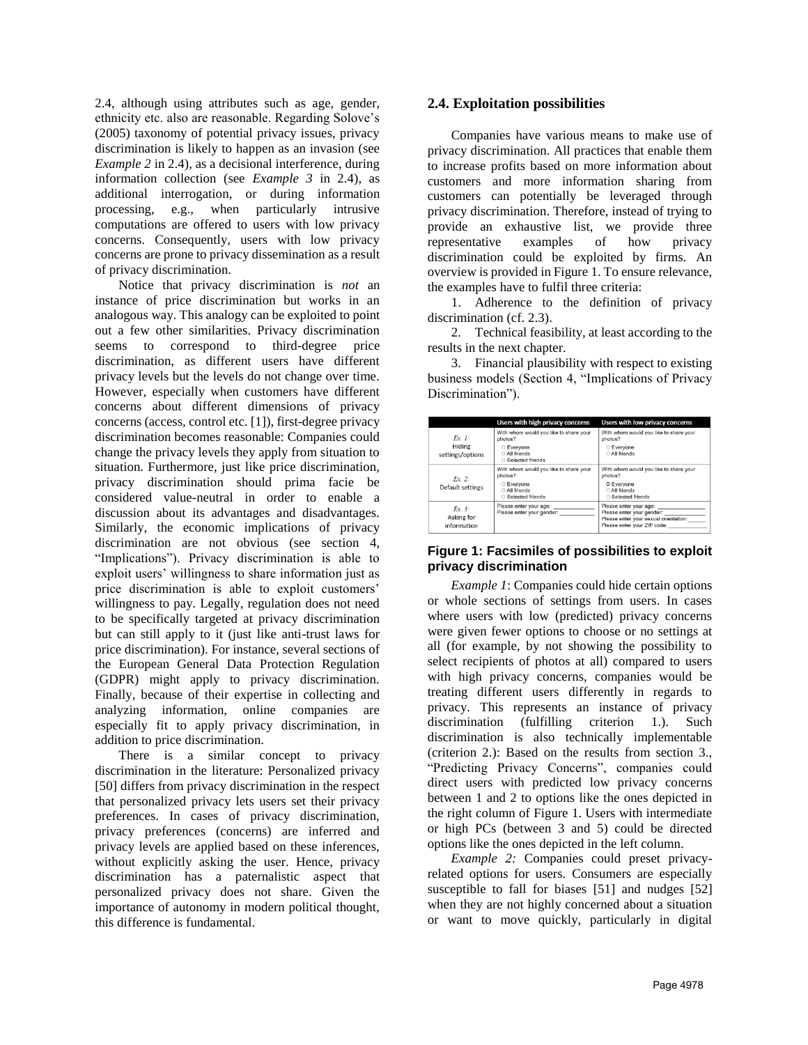2.4, although using attributes such as age, gender, ethnicity etc. also are reasonable. Regarding Solove's (2005) taxonomy of potential privacy issues, privacy discrimination is likely to happen as an invasion (see *Example 2* in 2.4), as a decisional interference, during information collection (see *Example 3* in 2.4), as additional interrogation, or during information processing, e.g., when particularly intrusive computations are offered to users with low privacy concerns. Consequently, users with low privacy concerns are prone to privacy dissemination as a result of privacy discrimination.

Notice that privacy discrimination is *not* an instance of price discrimination but works in an analogous way. This analogy can be exploited to point out a few other similarities. Privacy discrimination seems to correspond to third-degree price discrimination, as different users have different privacy levels but the levels do not change over time. However, especially when customers have different concerns about different dimensions of privacy concerns (access, control etc. [1]), first-degree privacy discrimination becomes reasonable: Companies could change the privacy levels they apply from situation to situation. Furthermore, just like price discrimination, privacy discrimination should prima facie be considered value-neutral in order to enable a discussion about its advantages and disadvantages. Similarly, the economic implications of privacy discrimination are not obvious (see section 4, "Implications"). Privacy discrimination is able to exploit users' willingness to share information just as price discrimination is able to exploit customers' willingness to pay. Legally, regulation does not need to be specifically targeted at privacy discrimination but can still apply to it (just like anti-trust laws for price discrimination). For instance, several sections of the European General Data Protection Regulation (GDPR) might apply to privacy discrimination. Finally, because of their expertise in collecting and analyzing information, online companies are especially fit to apply privacy discrimination, in addition to price discrimination.

There is a similar concept to privacy discrimination in the literature: Personalized privacy [50] differs from privacy discrimination in the respect that personalized privacy lets users set their privacy preferences. In cases of privacy discrimination, privacy preferences (concerns) are inferred and privacy levels are applied based on these inferences, without explicitly asking the user. Hence, privacy discrimination has a paternalistic aspect that personalized privacy does not share. Given the importance of autonomy in modern political thought, this difference is fundamental.

## 2.4. Exploitation possibilities

Companies have various means to make use of privacy discrimination. All practices that enable them to increase profits based on more information about customers and more information sharing from customers can potentially be leveraged through privacy discrimination. Therefore, instead of trying to provide an exhaustive list, we provide three representative examples of how privacy discrimination could be exploited by firms. An overview is provided in Figure 1. To ensure relevance, the examples have to fulfil three criteria:

1. Adherence to the definition of privacy discrimination (cf. 2.3).
2. Technical feasibility, at least according to the results in the next chapter.
3. Financial plausibility with respect to existing business models (Section 4, "Implications of Privacy Discrimination").

| | Users with high privacy concerns | Users with low privacy concerns |
|---|---|---|
| *Ex. 1:* Hiding settings/options | With whom would you like to share your photos? ○ Everyone ○ All friends ○ Selected friends | With whom would you like to share your photos? ○ Everyone ○ All friends |
| *Ex. 2:* Default settings | With whom would you like to share your photos? ○ Everyone ○ All friends ○ Selected friends | With whom would you like to share your photos? ◉ Everyone ○ All friends ○ Selected friends |
| *Ex. 3:* Asking for information | Please enter your age: ______ Please enter your gender: ______ | Please enter your age: ______ Please enter your gender: ______ Please enter your sexual orientation: ______ Please enter your ZIP code: ______ |

**Figure 1: Facsimiles of possibilities to exploit privacy discrimination**

*Example 1*: Companies could hide certain options or whole sections of settings from users. In cases where users with low (predicted) privacy concerns were given fewer options to choose or no settings at all (for example, by not showing the possibility to select recipients of photos at all) compared to users with high privacy concerns, companies would be treating different users differently in regards to privacy. This represents an instance of privacy discrimination (fulfilling criterion 1.). Such discrimination is also technically implementable (criterion 2.): Based on the results from section 3., "Predicting Privacy Concerns", companies could direct users with predicted low privacy concerns between 1 and 2 to options like the ones depicted in the right column of Figure 1. Users with intermediate or high PCs (between 3 and 5) could be directed options like the ones depicted in the left column.

*Example 2:* Companies could preset privacy-related options for users. Consumers are especially susceptible to fall for biases [51] and nudges [52] when they are not highly concerned about a situation or want to move quickly, particularly in digital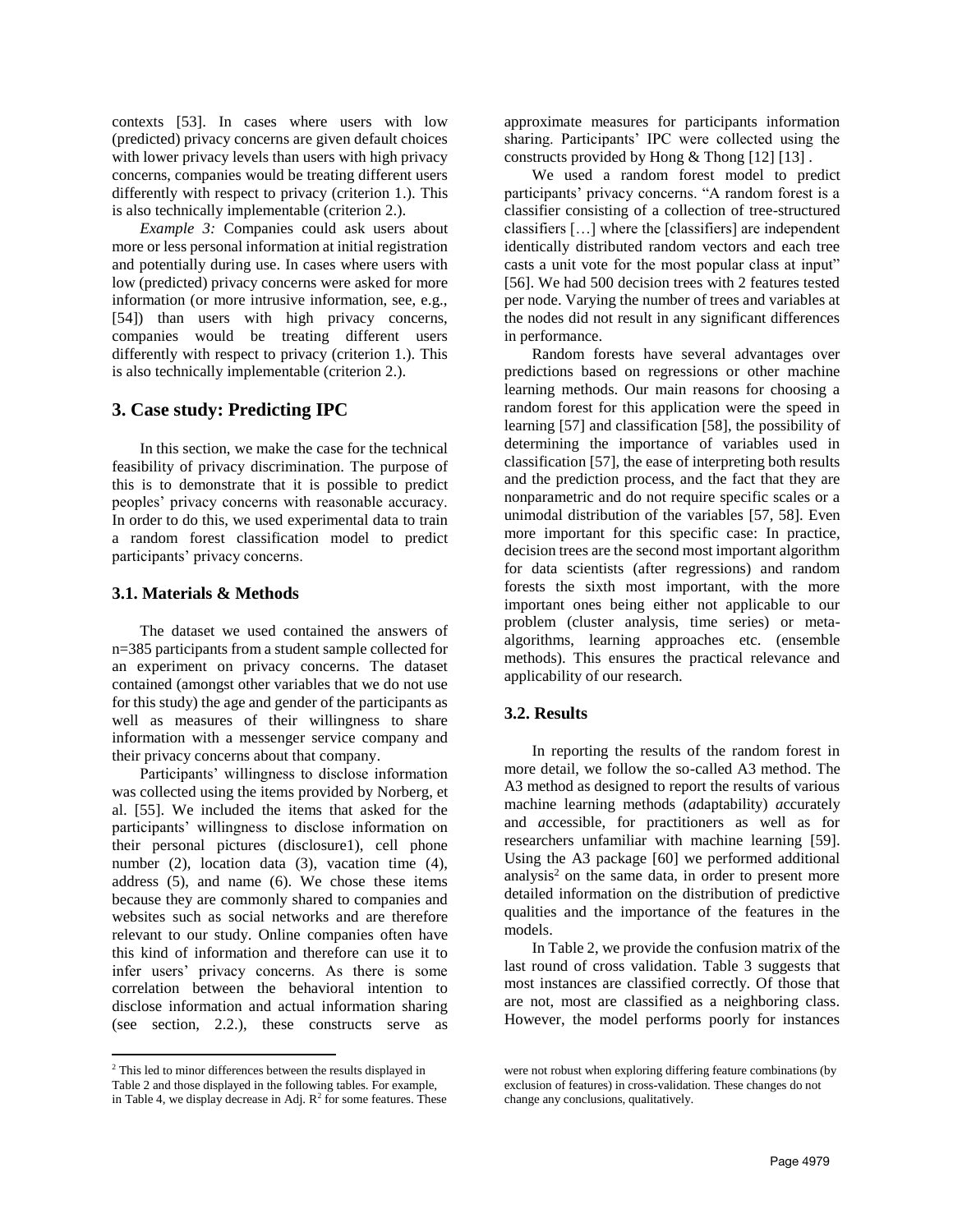contexts [53]. In cases where users with low (predicted) privacy concerns are given default choices with lower privacy levels than users with high privacy concerns, companies would be treating different users differently with respect to privacy (criterion 1.). This is also technically implementable (criterion 2.).

*Example 3:* Companies could ask users about more or less personal information at initial registration and potentially during use. In cases where users with low (predicted) privacy concerns were asked for more information (or more intrusive information, see, e.g., [54]) than users with high privacy concerns, companies would be treating different users differently with respect to privacy (criterion 1.). This is also technically implementable (criterion 2.).

## 3. Case study: Predicting IPC

In this section, we make the case for the technical feasibility of privacy discrimination. The purpose of this is to demonstrate that it is possible to predict peoples' privacy concerns with reasonable accuracy. In order to do this, we used experimental data to train a random forest classification model to predict participants' privacy concerns.

### 3.1. Materials & Methods

The dataset we used contained the answers of n=385 participants from a student sample collected for an experiment on privacy concerns. The dataset contained (amongst other variables that we do not use for this study) the age and gender of the participants as well as measures of their willingness to share information with a messenger service company and their privacy concerns about that company.

Participants' willingness to disclose information was collected using the items provided by Norberg, et al. [55]. We included the items that asked for the participants' willingness to disclose information on their personal pictures (disclosure1), cell phone number (2), location data (3), vacation time (4), address (5), and name (6). We chose these items because they are commonly shared to companies and websites such as social networks and are therefore relevant to our study. Online companies often have this kind of information and therefore can use it to infer users' privacy concerns. As there is some correlation between the behavioral intention to disclose information and actual information sharing (see section, 2.2.), these constructs serve as approximate measures for participants information sharing. Participants' IPC were collected using the constructs provided by Hong & Thong [12] [13] .

We used a random forest model to predict participants' privacy concerns. "A random forest is a classifier consisting of a collection of tree-structured classifiers […] where the [classifiers] are independent identically distributed random vectors and each tree casts a unit vote for the most popular class at input" [56]. We had 500 decision trees with 2 features tested per node. Varying the number of trees and variables at the nodes did not result in any significant differences in performance.

Random forests have several advantages over predictions based on regressions or other machine learning methods. Our main reasons for choosing a random forest for this application were the speed in learning [57] and classification [58], the possibility of determining the importance of variables used in classification [57], the ease of interpreting both results and the prediction process, and the fact that they are nonparametric and do not require specific scales or a unimodal distribution of the variables [57, 58]. Even more important for this specific case: In practice, decision trees are the second most important algorithm for data scientists (after regressions) and random forests the sixth most important, with the more important ones being either not applicable to our problem (cluster analysis, time series) or meta-algorithms, learning approaches etc. (ensemble methods). This ensures the practical relevance and applicability of our research.

### 3.2. Results

In reporting the results of the random forest in more detail, we follow the so-called A3 method. The A3 method as designed to report the results of various machine learning methods (*a*daptability) *a*ccurately and *a*ccessible, for practitioners as well as for researchers unfamiliar with machine learning [59]. Using the A3 package [60] we performed additional analysis[2] on the same data, in order to present more detailed information on the distribution of predictive qualities and the importance of the features in the models.

In Table 2, we provide the confusion matrix of the last round of cross validation. Table 3 suggests that most instances are classified correctly. Of those that are not, most are classified as a neighboring class. However, the model performs poorly for instances

[2] This led to minor differences between the results displayed in Table 2 and those displayed in the following tables. For example, in Table 4, we display decrease in Adj. $R^2$ for some features. These were not robust when exploring differing feature combinations (by exclusion of features) in cross-validation. These changes do not change any conclusions, qualitatively.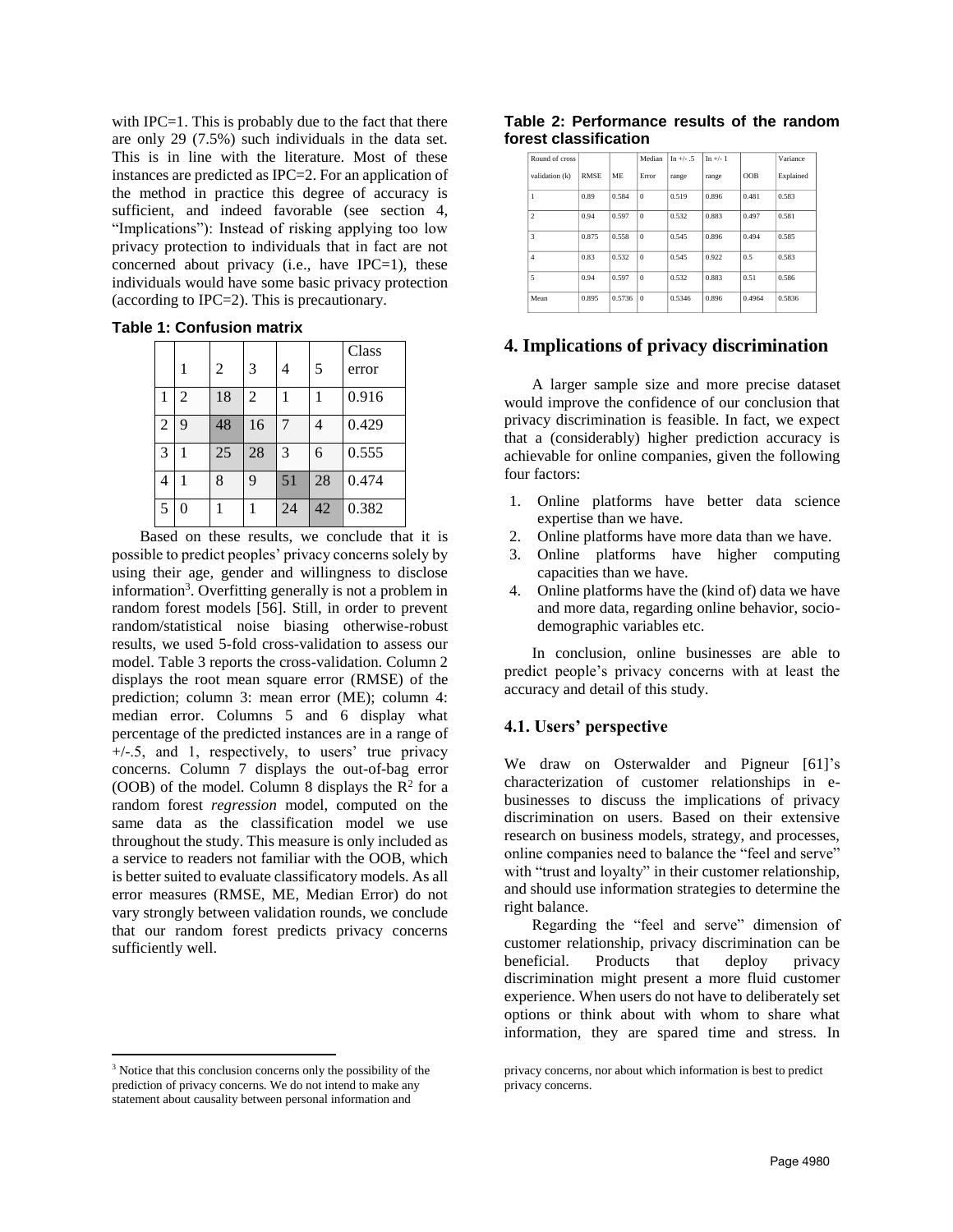with IPC=1. This is probably due to the fact that there are only 29 (7.5%) such individuals in the data set. This is in line with the literature. Most of these instances are predicted as IPC=2. For an application of the method in practice this degree of accuracy is sufficient, and indeed favorable (see section 4, "Implications"): Instead of risking applying too low privacy protection to individuals that in fact are not concerned about privacy (i.e., have IPC=1), these individuals would have some basic privacy protection (according to IPC=2). This is precautionary.

**Table 1: Confusion matrix**

| | 1 | 2 | 3 | 4 | 5 | Class error |
|---|---|---|---|---|---|---|
| 1 | 2 | 18 | 2 | 1 | 1 | 0.916 |
| 2 | 9 | 48 | 16 | 7 | 4 | 0.429 |
| 3 | 1 | 25 | 28 | 3 | 6 | 0.555 |
| 4 | 1 | 8 | 9 | 51 | 28 | 0.474 |
| 5 | 0 | 1 | 1 | 24 | 42 | 0.382 |

Based on these results, we conclude that it is possible to predict peoples' privacy concerns solely by using their age, gender and willingness to disclose information[3]. Overfitting generally is not a problem in random forest models [56]. Still, in order to prevent random/statistical noise biasing otherwise-robust results, we used 5-fold cross-validation to assess our model. Table 3 reports the cross-validation. Column 2 displays the root mean square error (RMSE) of the prediction; column 3: mean error (ME); column 4: median error. Columns 5 and 6 display what percentage of the predicted instances are in a range of +/-.5, and 1, respectively, to users' true privacy concerns. Column 7 displays the out-of-bag error (OOB) of the model. Column 8 displays the $R^2$ for a random forest *regression* model, computed on the same data as the classification model we use throughout the study. This measure is only included as a service to readers not familiar with the OOB, which is better suited to evaluate classificatory models. As all error measures (RMSE, ME, Median Error) do not vary strongly between validation rounds, we conclude that our random forest predicts privacy concerns sufficiently well.

**Table 2: Performance results of the random forest classification**

| Round of cross validation (k) | RMSE | ME | Median Error | In +/- .5 range | In +/- 1 range | OOB | Variance Explained |
|---|---|---|---|---|---|---|---|
| 1 | 0.89 | 0.584 | 0 | 0.519 | 0.896 | 0.481 | 0.583 |
| 2 | 0.94 | 0.597 | 0 | 0.532 | 0.883 | 0.497 | 0.581 |
| 3 | 0.875 | 0.558 | 0 | 0.545 | 0.896 | 0.494 | 0.585 |
| 4 | 0.83 | 0.532 | 0 | 0.545 | 0.922 | 0.5 | 0.583 |
| 5 | 0.94 | 0.597 | 0 | 0.532 | 0.883 | 0.51 | 0.586 |
| Mean | 0.895 | 0.5736 | 0 | 0.5346 | 0.896 | 0.4964 | 0.5836 |

## 4. Implications of privacy discrimination

A larger sample size and more precise dataset would improve the confidence of our conclusion that privacy discrimination is feasible. In fact, we expect that a (considerably) higher prediction accuracy is achievable for online companies, given the following four factors:

1. Online platforms have better data science expertise than we have.
2. Online platforms have more data than we have.
3. Online platforms have higher computing capacities than we have.
4. Online platforms have the (kind of) data we have and more data, regarding online behavior, socio-demographic variables etc.

In conclusion, online businesses are able to predict people's privacy concerns with at least the accuracy and detail of this study.

### 4.1. Users' perspective

We draw on Osterwalder and Pigneur [61]'s characterization of customer relationships in e-businesses to discuss the implications of privacy discrimination on users. Based on their extensive research on business models, strategy, and processes, online companies need to balance the "feel and serve" with "trust and loyalty" in their customer relationship, and should use information strategies to determine the right balance.

Regarding the "feel and serve" dimension of customer relationship, privacy discrimination can be beneficial. Products that deploy privacy discrimination might present a more fluid customer experience. When users do not have to deliberately set options or think about with whom to share what information, they are spared time and stress. In

[3] Notice that this conclusion concerns only the possibility of the prediction of privacy concerns. We do not intend to make any statement about causality between personal information and privacy concerns, nor about which information is best to predict privacy concerns.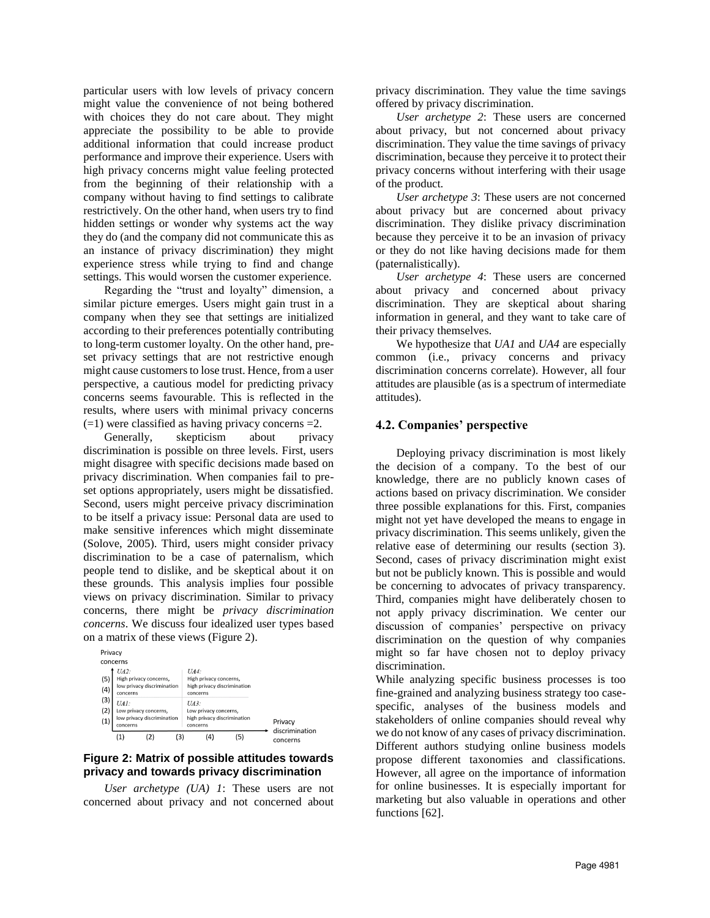particular users with low levels of privacy concern might value the convenience of not being bothered with choices they do not care about. They might appreciate the possibility to be able to provide additional information that could increase product performance and improve their experience. Users with high privacy concerns might value feeling protected from the beginning of their relationship with a company without having to find settings to calibrate restrictively. On the other hand, when users try to find hidden settings or wonder why systems act the way they do (and the company did not communicate this as an instance of privacy discrimination) they might experience stress while trying to find and change settings. This would worsen the customer experience.

Regarding the "trust and loyalty" dimension, a similar picture emerges. Users might gain trust in a company when they see that settings are initialized according to their preferences potentially contributing to long-term customer loyalty. On the other hand, pre-set privacy settings that are not restrictive enough might cause customers to lose trust. Hence, from a user perspective, a cautious model for predicting privacy concerns seems favourable. This is reflected in the results, where users with minimal privacy concerns (=1) were classified as having privacy concerns =2.

Generally, skepticism about privacy discrimination is possible on three levels. First, users might disagree with specific decisions made based on privacy discrimination. When companies fail to pre-set options appropriately, users might be dissatisfied. Second, users might perceive privacy discrimination to be itself a privacy issue: Personal data are used to make sensitive inferences which might disseminate (Solove, 2005). Third, users might consider privacy discrimination to be a case of paternalism, which people tend to dislike, and be skeptical about it on these grounds. This analysis implies four possible views on privacy discrimination. Similar to privacy concerns, there might be *privacy discrimination concerns*. We discuss four idealized user types based on a matrix of these views (Figure 2).

| Privacy concerns | | |
|---|---|---|
| (5) (4) | *UA2:* High privacy concerns, low privacy discrimination concerns | *UA4:* High privacy concerns, high privacy discrimination concerns |
| (3) (2) (1) | *UA1:* Low privacy concerns, low privacy discrimination concerns | *UA3:* Low privacy concerns, high privacy discrimination concerns |
| | (1) (2) (3) | (4) (5) Privacy discrimination concerns |

**Figure 2: Matrix of possible attitudes towards privacy and towards privacy discrimination**

*User archetype (UA) 1*: These users are not concerned about privacy and not concerned about privacy discrimination. They value the time savings offered by privacy discrimination.

*User archetype 2*: These users are concerned about privacy, but not concerned about privacy discrimination. They value the time savings of privacy discrimination, because they perceive it to protect their privacy concerns without interfering with their usage of the product.

*User archetype 3*: These users are not concerned about privacy but are concerned about privacy discrimination. They dislike privacy discrimination because they perceive it to be an invasion of privacy or they do not like having decisions made for them (paternalistically).

*User archetype 4*: These users are concerned about privacy and concerned about privacy discrimination. They are skeptical about sharing information in general, and they want to take care of their privacy themselves.

We hypothesize that *UA1* and *UA4* are especially common (i.e., privacy concerns and privacy discrimination concerns correlate). However, all four attitudes are plausible (as is a spectrum of intermediate attitudes).

### 4.2. Companies' perspective

Deploying privacy discrimination is most likely the decision of a company. To the best of our knowledge, there are no publicly known cases of actions based on privacy discrimination. We consider three possible explanations for this. First, companies might not yet have developed the means to engage in privacy discrimination. This seems unlikely, given the relative ease of determining our results (section 3). Second, cases of privacy discrimination might exist but not be publicly known. This is possible and would be concerning to advocates of privacy transparency. Third, companies might have deliberately chosen to not apply privacy discrimination. We center our discussion of companies' perspective on privacy discrimination on the question of why companies might so far have chosen not to deploy privacy discrimination.

While analyzing specific business processes is too fine-grained and analyzing business strategy too case-specific, analyses of the business models and stakeholders of online companies should reveal why we do not know of any cases of privacy discrimination. Different authors studying online business models propose different taxonomies and classifications. However, all agree on the importance of information for online businesses. It is especially important for marketing but also valuable in operations and other functions [62].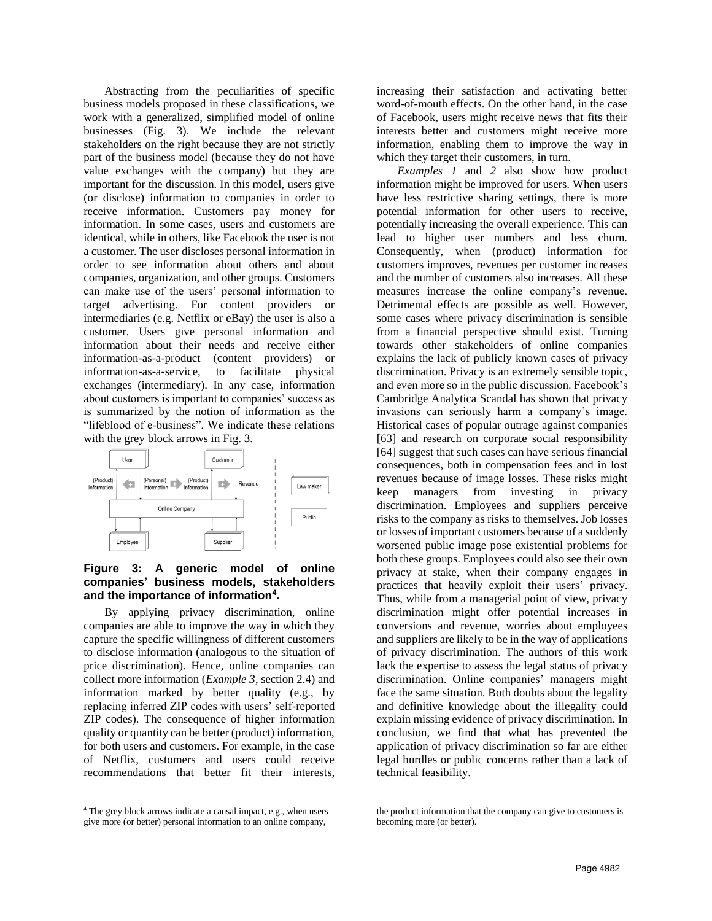Abstracting from the peculiarities of specific business models proposed in these classifications, we work with a generalized, simplified model of online businesses (Fig. 3). We include the relevant stakeholders on the right because they are not strictly part of the business model (because they do not have value exchanges with the company) but they are important for the discussion. In this model, users give (or disclose) information to companies in order to receive information. Customers pay money for information. In some cases, users and customers are identical, while in others, like Facebook the user is not a customer. The user discloses personal information in order to see information about others and about companies, organization, and other groups. Customers can make use of the users' personal information to target advertising. For content providers or intermediaries (e.g. Netflix or eBay) the user is also a customer. Users give personal information and information about their needs and receive either information-as-a-product (content providers) or information-as-a-service, to facilitate physical exchanges (intermediary). In any case, information about customers is important to companies' success as is summarized by the notion of information as the "lifeblood of e-business". We indicate these relations with the grey block arrows in Fig. 3.

**Figure 3: A generic model of online companies' business models, stakeholders and the importance of information[4].**

By applying privacy discrimination, online companies are able to improve the way in which they capture the specific willingness of different customers to disclose information (analogous to the situation of price discrimination). Hence, online companies can collect more information (*Example 3*, section 2.4) and information marked by better quality (e.g., by replacing inferred ZIP codes with users' self-reported ZIP codes). The consequence of higher information quality or quantity can be better (product) information, for both users and customers. For example, in the case of Netflix, customers and users could receive recommendations that better fit their interests, increasing their satisfaction and activating better word-of-mouth effects. On the other hand, in the case of Facebook, users might receive news that fits their interests better and customers might receive more information, enabling them to improve the way in which they target their customers, in turn.

*Examples 1* and *2* also show how product information might be improved for users. When users have less restrictive sharing settings, there is more potential information for other users to receive, potentially increasing the overall experience. This can lead to higher user numbers and less churn. Consequently, when (product) information for customers improves, revenues per customer increases and the number of customers also increases. All these measures increase the online company's revenue. Detrimental effects are possible as well. However, some cases where privacy discrimination is sensible from a financial perspective should exist. Turning towards other stakeholders of online companies explains the lack of publicly known cases of privacy discrimination. Privacy is an extremely sensible topic, and even more so in the public discussion. Facebook's Cambridge Analytica Scandal has shown that privacy invasions can seriously harm a company's image. Historical cases of popular outrage against companies [63] and research on corporate social responsibility [64] suggest that such cases can have serious financial consequences, both in compensation fees and in lost revenues because of image losses. These risks might keep managers from investing in privacy discrimination. Employees and suppliers perceive risks to the company as risks to themselves. Job losses or losses of important customers because of a suddenly worsened public image pose existential problems for both these groups. Employees could also see their own privacy at stake, when their company engages in practices that heavily exploit their users' privacy. Thus, while from a managerial point of view, privacy discrimination might offer potential increases in conversions and revenue, worries about employees and suppliers are likely to be in the way of applications of privacy discrimination. The authors of this work lack the expertise to assess the legal status of privacy discrimination. Online companies' managers might face the same situation. Both doubts about the legality and definitive knowledge about the illegality could explain missing evidence of privacy discrimination. In conclusion, we find that what has prevented the application of privacy discrimination so far are either legal hurdles or public concerns rather than a lack of technical feasibility.

[4] The grey block arrows indicate a causal impact, e.g., when users give more (or better) personal information to an online company, the product information that the company can give to customers is becoming more (or better).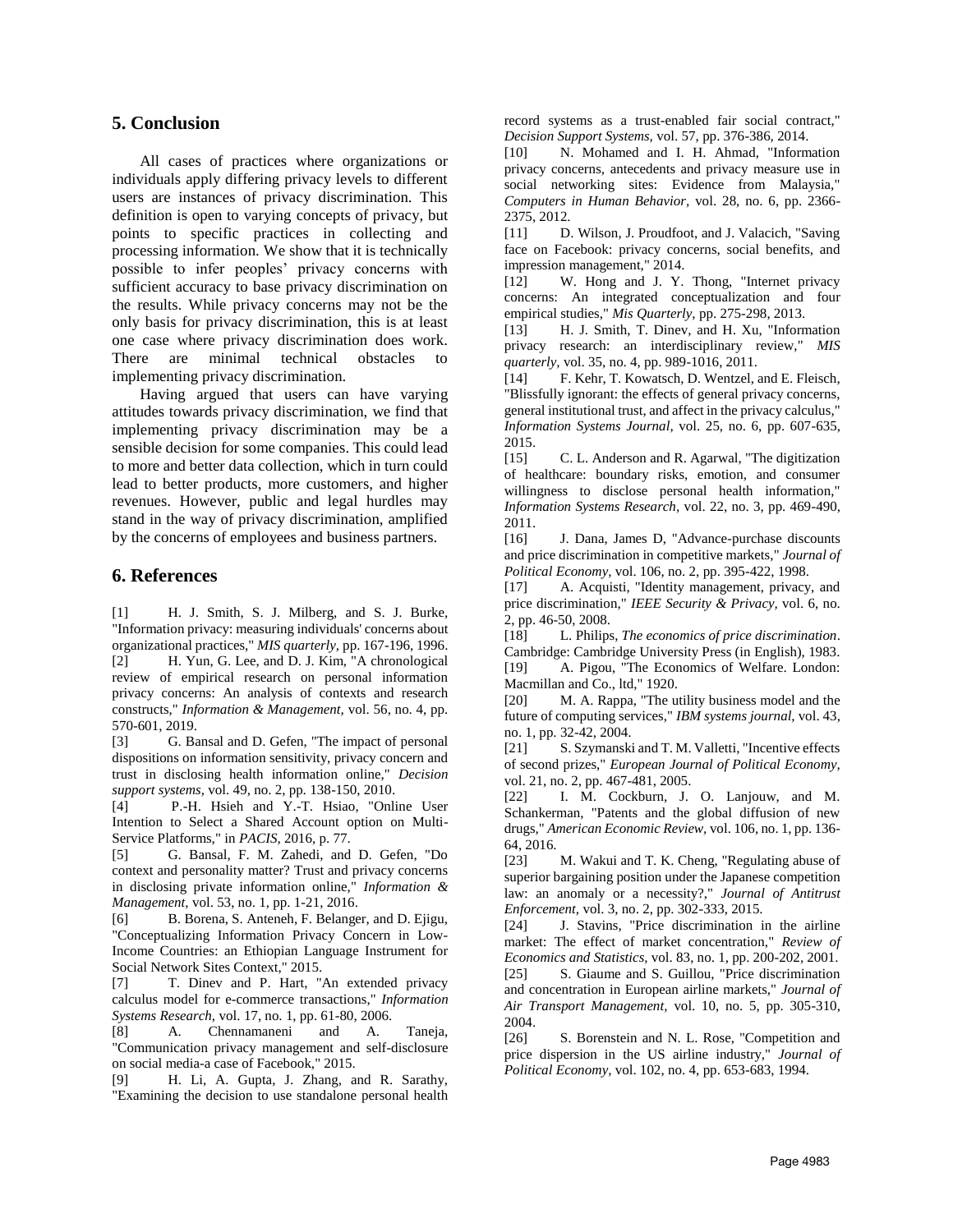## 5. Conclusion

All cases of practices where organizations or individuals apply differing privacy levels to different users are instances of privacy discrimination. This definition is open to varying concepts of privacy, but points to specific practices in collecting and processing information. We show that it is technically possible to infer peoples' privacy concerns with sufficient accuracy to base privacy discrimination on the results. While privacy concerns may not be the only basis for privacy discrimination, this is at least one case where privacy discrimination does work. There are minimal technical obstacles to implementing privacy discrimination.

Having argued that users can have varying attitudes towards privacy discrimination, we find that implementing privacy discrimination may be a sensible decision for some companies. This could lead to more and better data collection, which in turn could lead to better products, more customers, and higher revenues. However, public and legal hurdles may stand in the way of privacy discrimination, amplified by the concerns of employees and business partners.

## 6. References

[1] H. J. Smith, S. J. Milberg, and S. J. Burke, "Information privacy: measuring individuals' concerns about organizational practices," *MIS quarterly*, pp. 167-196, 1996.

[2] H. Yun, G. Lee, and D. J. Kim, "A chronological review of empirical research on personal information privacy concerns: An analysis of contexts and research constructs," *Information & Management*, vol. 56, no. 4, pp. 570-601, 2019.

[3] G. Bansal and D. Gefen, "The impact of personal dispositions on information sensitivity, privacy concern and trust in disclosing health information online," *Decision support systems*, vol. 49, no. 2, pp. 138-150, 2010.

[4] P.-H. Hsieh and Y.-T. Hsiao, "Online User Intention to Select a Shared Account option on Multi-Service Platforms," in *PACIS*, 2016, p. 77.

[5] G. Bansal, F. M. Zahedi, and D. Gefen, "Do context and personality matter? Trust and privacy concerns in disclosing private information online," *Information & Management*, vol. 53, no. 1, pp. 1-21, 2016.

[6] B. Borena, S. Anteneh, F. Belanger, and D. Ejigu, "Conceptualizing Information Privacy Concern in Low-Income Countries: an Ethiopian Language Instrument for Social Network Sites Context," 2015.

[7] T. Dinev and P. Hart, "An extended privacy calculus model for e-commerce transactions," *Information Systems Research*, vol. 17, no. 1, pp. 61-80, 2006.

[8] A. Chennamaneni and A. Taneja, "Communication privacy management and self-disclosure on social media-a case of Facebook," 2015.

[9] H. Li, A. Gupta, J. Zhang, and R. Sarathy, "Examining the decision to use standalone personal health record systems as a trust-enabled fair social contract," *Decision Support Systems*, vol. 57, pp. 376-386, 2014.

[10] N. Mohamed and I. H. Ahmad, "Information privacy concerns, antecedents and privacy measure use in social networking sites: Evidence from Malaysia," *Computers in Human Behavior*, vol. 28, no. 6, pp. 2366-2375, 2012.

[11] D. Wilson, J. Proudfoot, and J. Valacich, "Saving face on Facebook: privacy concerns, social benefits, and impression management," 2014.

[12] W. Hong and J. Y. Thong, "Internet privacy concerns: An integrated conceptualization and four empirical studies," *Mis Quarterly*, pp. 275-298, 2013.

[13] H. J. Smith, T. Dinev, and H. Xu, "Information privacy research: an interdisciplinary review," *MIS quarterly*, vol. 35, no. 4, pp. 989-1016, 2011.

[14] F. Kehr, T. Kowatsch, D. Wentzel, and E. Fleisch, "Blissfully ignorant: the effects of general privacy concerns, general institutional trust, and affect in the privacy calculus," *Information Systems Journal*, vol. 25, no. 6, pp. 607-635, 2015.

[15] C. L. Anderson and R. Agarwal, "The digitization of healthcare: boundary risks, emotion, and consumer willingness to disclose personal health information," *Information Systems Research*, vol. 22, no. 3, pp. 469-490, 2011.

[16] J. Dana, James D, "Advance-purchase discounts and price discrimination in competitive markets," *Journal of Political Economy*, vol. 106, no. 2, pp. 395-422, 1998.

[17] A. Acquisti, "Identity management, privacy, and price discrimination," *IEEE Security & Privacy*, vol. 6, no. 2, pp. 46-50, 2008.

[18] L. Philips, *The economics of price discrimination*. Cambridge: Cambridge University Press (in English), 1983.

[19] A. Pigou, "The Economics of Welfare. London: Macmillan and Co., ltd," 1920.

[20] M. A. Rappa, "The utility business model and the future of computing services," *IBM systems journal*, vol. 43, no. 1, pp. 32-42, 2004.

[21] S. Szymanski and T. M. Valletti, "Incentive effects of second prizes," *European Journal of Political Economy*, vol. 21, no. 2, pp. 467-481, 2005.

[22] I. M. Cockburn, J. O. Lanjouw, and M. Schankerman, "Patents and the global diffusion of new drugs," *American Economic Review*, vol. 106, no. 1, pp. 136-64, 2016.

[23] M. Wakui and T. K. Cheng, "Regulating abuse of superior bargaining position under the Japanese competition law: an anomaly or a necessity?," *Journal of Antitrust Enforcement*, vol. 3, no. 2, pp. 302-333, 2015.

[24] J. Stavins, "Price discrimination in the airline market: The effect of market concentration," *Review of Economics and Statistics*, vol. 83, no. 1, pp. 200-202, 2001.

[25] S. Giaume and S. Guillou, "Price discrimination and concentration in European airline markets," *Journal of Air Transport Management*, vol. 10, no. 5, pp. 305-310, 2004.

[26] S. Borenstein and N. L. Rose, "Competition and price dispersion in the US airline industry," *Journal of Political Economy*, vol. 102, no. 4, pp. 653-683, 1994.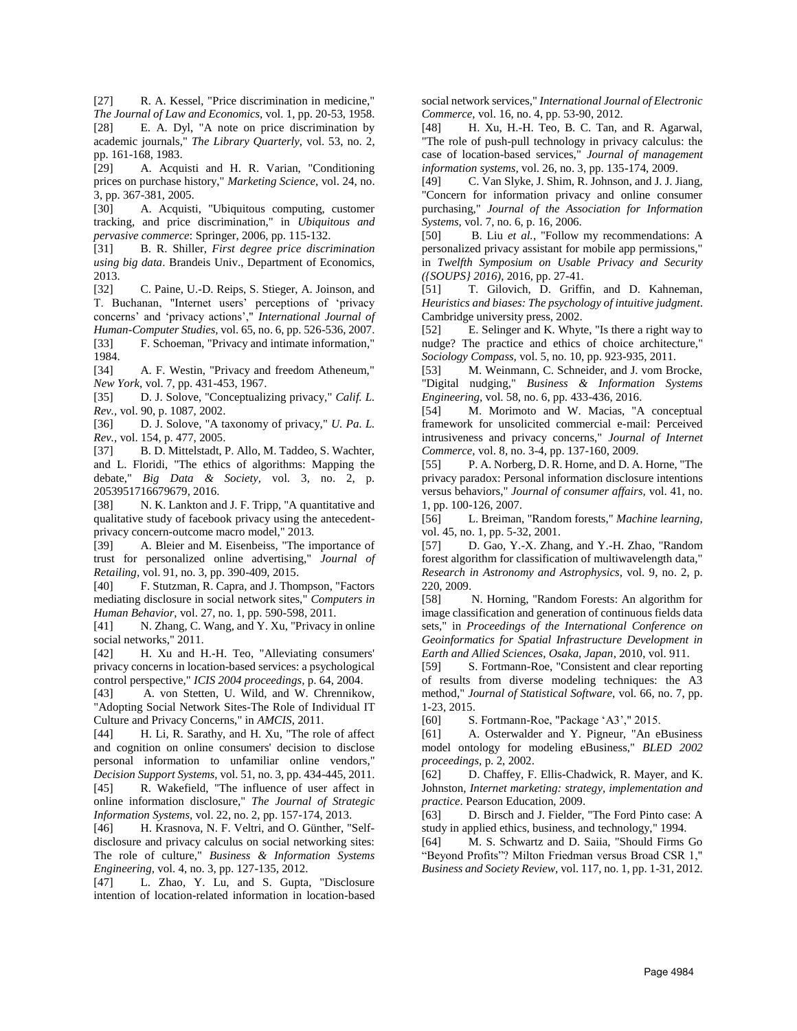[27] R. A. Kessel, "Price discrimination in medicine," *The Journal of Law and Economics*, vol. 1, pp. 20-53, 1958.

[28] E. A. Dyl, "A note on price discrimination by academic journals," *The Library Quarterly*, vol. 53, no. 2, pp. 161-168, 1983.

[29] A. Acquisti and H. R. Varian, "Conditioning prices on purchase history," *Marketing Science*, vol. 24, no. 3, pp. 367-381, 2005.

[30] A. Acquisti, "Ubiquitous computing, customer tracking, and price discrimination," in *Ubiquitous and pervasive commerce*: Springer, 2006, pp. 115-132.

[31] B. R. Shiller, *First degree price discrimination using big data*. Brandeis Univ., Department of Economics, 2013.

[32] C. Paine, U.-D. Reips, S. Stieger, A. Joinson, and T. Buchanan, "Internet users' perceptions of 'privacy concerns' and 'privacy actions'," *International Journal of Human-Computer Studies*, vol. 65, no. 6, pp. 526-536, 2007.

[33] F. Schoeman, "Privacy and intimate information," 1984.

[34] A. F. Westin, "Privacy and freedom Atheneum," *New York*, vol. 7, pp. 431-453, 1967.

[35] D. J. Solove, "Conceptualizing privacy," *Calif. L. Rev.*, vol. 90, p. 1087, 2002.

[36] D. J. Solove, "A taxonomy of privacy," *U. Pa. L. Rev.*, vol. 154, p. 477, 2005.

[37] B. D. Mittelstadt, P. Allo, M. Taddeo, S. Wachter, and L. Floridi, "The ethics of algorithms: Mapping the debate," *Big Data & Society*, vol. 3, no. 2, p. 2053951716679679, 2016.

[38] N. K. Lankton and J. F. Tripp, "A quantitative and qualitative study of facebook privacy using the antecedent-privacy concern-outcome macro model," 2013.

[39] A. Bleier and M. Eisenbeiss, "The importance of trust for personalized online advertising," *Journal of Retailing*, vol. 91, no. 3, pp. 390-409, 2015.

[40] F. Stutzman, R. Capra, and J. Thompson, "Factors mediating disclosure in social network sites," *Computers in Human Behavior*, vol. 27, no. 1, pp. 590-598, 2011.

[41] N. Zhang, C. Wang, and Y. Xu, "Privacy in online social networks," 2011.

[42] H. Xu and H.-H. Teo, "Alleviating consumers' privacy concerns in location-based services: a psychological control perspective," *ICIS 2004 proceedings*, p. 64, 2004.

[43] A. von Stetten, U. Wild, and W. Chrennikow, "Adopting Social Network Sites-The Role of Individual IT Culture and Privacy Concerns," in *AMCIS*, 2011.

[44] H. Li, R. Sarathy, and H. Xu, "The role of affect and cognition on online consumers' decision to disclose personal information to unfamiliar online vendors," *Decision Support Systems*, vol. 51, no. 3, pp. 434-445, 2011.

[45] R. Wakefield, "The influence of user affect in online information disclosure," *The Journal of Strategic Information Systems*, vol. 22, no. 2, pp. 157-174, 2013.

[46] H. Krasnova, N. F. Veltri, and O. Günther, "Self-disclosure and privacy calculus on social networking sites: The role of culture," *Business & Information Systems Engineering*, vol. 4, no. 3, pp. 127-135, 2012.

[47] L. Zhao, Y. Lu, and S. Gupta, "Disclosure intention of location-related information in location-based social network services," *International Journal of Electronic Commerce*, vol. 16, no. 4, pp. 53-90, 2012.

[48] H. Xu, H.-H. Teo, B. C. Tan, and R. Agarwal, "The role of push-pull technology in privacy calculus: the case of location-based services," *Journal of management information systems*, vol. 26, no. 3, pp. 135-174, 2009.

[49] C. Van Slyke, J. Shim, R. Johnson, and J. J. Jiang, "Concern for information privacy and online consumer purchasing," *Journal of the Association for Information Systems*, vol. 7, no. 6, p. 16, 2006.

[50] B. Liu *et al.*, "Follow my recommendations: A personalized privacy assistant for mobile app permissions," in *Twelfth Symposium on Usable Privacy and Security ({SOUPS} 2016)*, 2016, pp. 27-41.

[51] T. Gilovich, D. Griffin, and D. Kahneman, *Heuristics and biases: The psychology of intuitive judgment*. Cambridge university press, 2002.

[52] E. Selinger and K. Whyte, "Is there a right way to nudge? The practice and ethics of choice architecture," *Sociology Compass*, vol. 5, no. 10, pp. 923-935, 2011.

[53] M. Weinmann, C. Schneider, and J. vom Brocke, "Digital nudging," *Business & Information Systems Engineering*, vol. 58, no. 6, pp. 433-436, 2016.

[54] M. Morimoto and W. Macias, "A conceptual framework for unsolicited commercial e-mail: Perceived intrusiveness and privacy concerns," *Journal of Internet Commerce*, vol. 8, no. 3-4, pp. 137-160, 2009.

[55] P. A. Norberg, D. R. Horne, and D. A. Horne, "The privacy paradox: Personal information disclosure intentions versus behaviors," *Journal of consumer affairs*, vol. 41, no. 1, pp. 100-126, 2007.

[56] L. Breiman, "Random forests," *Machine learning*, vol. 45, no. 1, pp. 5-32, 2001.

[57] D. Gao, Y.-X. Zhang, and Y.-H. Zhao, "Random forest algorithm for classification of multiwavelength data," *Research in Astronomy and Astrophysics*, vol. 9, no. 2, p. 220, 2009.

[58] N. Horning, "Random Forests: An algorithm for image classification and generation of continuous fields data sets," in *Proceedings of the International Conference on Geoinformatics for Spatial Infrastructure Development in Earth and Allied Sciences, Osaka, Japan*, 2010, vol. 911.

[59] S. Fortmann-Roe, "Consistent and clear reporting of results from diverse modeling techniques: the A3 method," *Journal of Statistical Software*, vol. 66, no. 7, pp. 1-23, 2015.

[60] S. Fortmann-Roe, "Package 'A3'," 2015.

[61] A. Osterwalder and Y. Pigneur, "An eBusiness model ontology for modeling eBusiness," *BLED 2002 proceedings*, p. 2, 2002.

[62] D. Chaffey, F. Ellis-Chadwick, R. Mayer, and K. Johnston, *Internet marketing: strategy, implementation and practice*. Pearson Education, 2009.

[63] D. Birsch and J. Fielder, "The Ford Pinto case: A study in applied ethics, business, and technology," 1994.

[64] M. S. Schwartz and D. Saiia, "Should Firms Go "Beyond Profits"? Milton Friedman versus Broad CSR 1," *Business and Society Review*, vol. 117, no. 1, pp. 1-31, 2012.